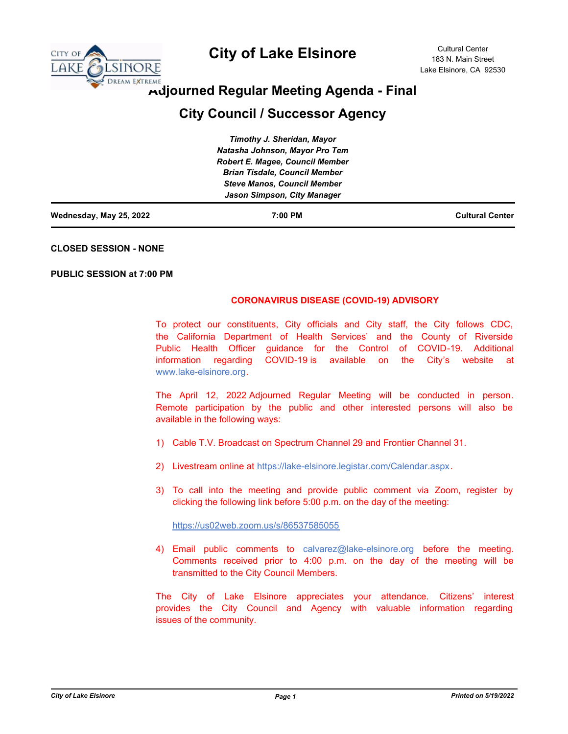# City of Lake Elsinore

Cultural Center
183 N. Main Street
Lake Elsinore, CA 92530

## Adjourned Regular Meeting Agenda - Final

## City Council / Successor Agency

*Timothy J. Sheridan, Mayor*
*Natasha Johnson, Mayor Pro Tem*
*Robert E. Magee, Council Member*
*Brian Tisdale, Council Member*
*Steve Manos, Council Member*
*Jason Simpson, City Manager*

**Wednesday, May 25, 2022** | **7:00 PM** | **Cultural Center**

**CLOSED SESSION - NONE**

**PUBLIC SESSION at 7:00 PM**

**CORONAVIRUS DISEASE (COVID-19) ADVISORY**

To protect our constituents, City officials and City staff, the City follows CDC, the California Department of Health Services' and the County of Riverside Public Health Officer guidance for the Control of COVID-19. Additional information regarding COVID-19 is available on the City's website at www.lake-elsinore.org.

The April 12, 2022 Adjourned Regular Meeting will be conducted in person. Remote participation by the public and other interested persons will also be available in the following ways:

1) Cable T.V. Broadcast on Spectrum Channel 29 and Frontier Channel 31.

2) Livestream online at https://lake-elsinore.legistar.com/Calendar.aspx.

3) To call into the meeting and provide public comment via Zoom, register by clicking the following link before 5:00 p.m. on the day of the meeting:

   https://us02web.zoom.us/s/86537585055

4) Email public comments to calvarez@lake-elsinore.org before the meeting. Comments received prior to 4:00 p.m. on the day of the meeting will be transmitted to the City Council Members.

The City of Lake Elsinore appreciates your attendance. Citizens' interest provides the City Council and Agency with valuable information regarding issues of the community.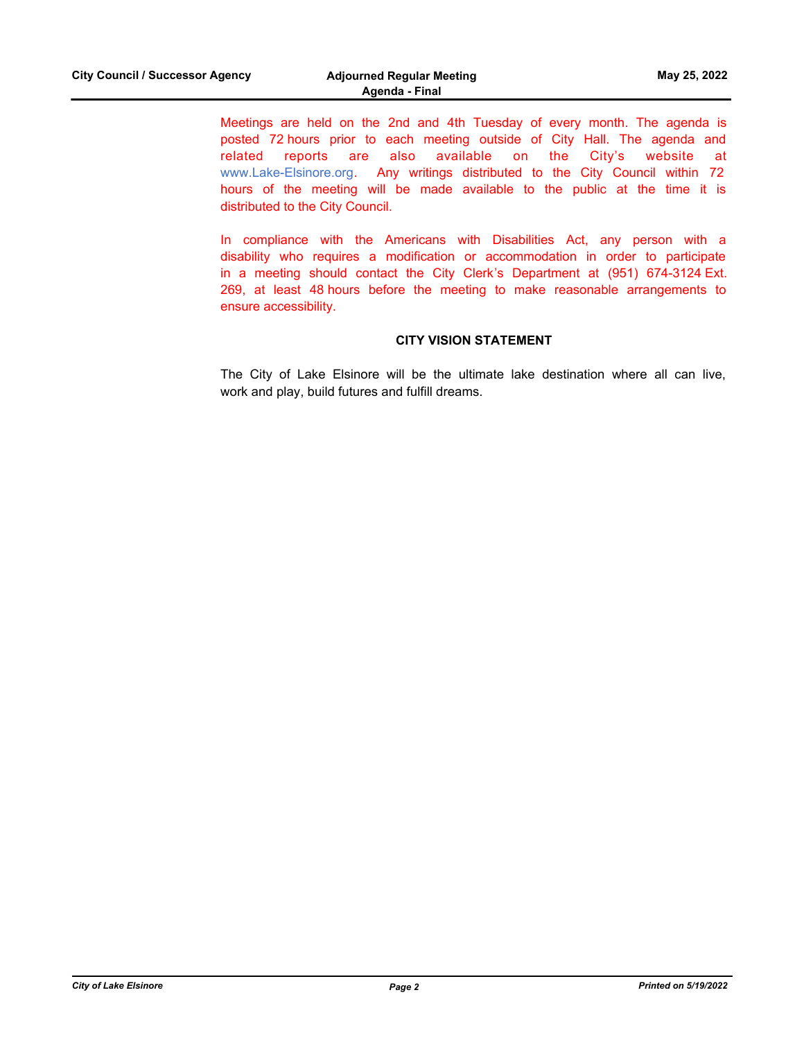Meetings are held on the 2nd and 4th Tuesday of every month. The agenda is posted 72 hours prior to each meeting outside of City Hall. The agenda and related reports are also available on the City's website at www.Lake-Elsinore.org. Any writings distributed to the City Council within 72 hours of the meeting will be made available to the public at the time it is distributed to the City Council.

In compliance with the Americans with Disabilities Act, any person with a disability who requires a modification or accommodation in order to participate in a meeting should contact the City Clerk's Department at (951) 674-3124 Ext. 269, at least 48 hours before the meeting to make reasonable arrangements to ensure accessibility.

### CITY VISION STATEMENT

The City of Lake Elsinore will be the ultimate lake destination where all can live, work and play, build futures and fulfill dreams.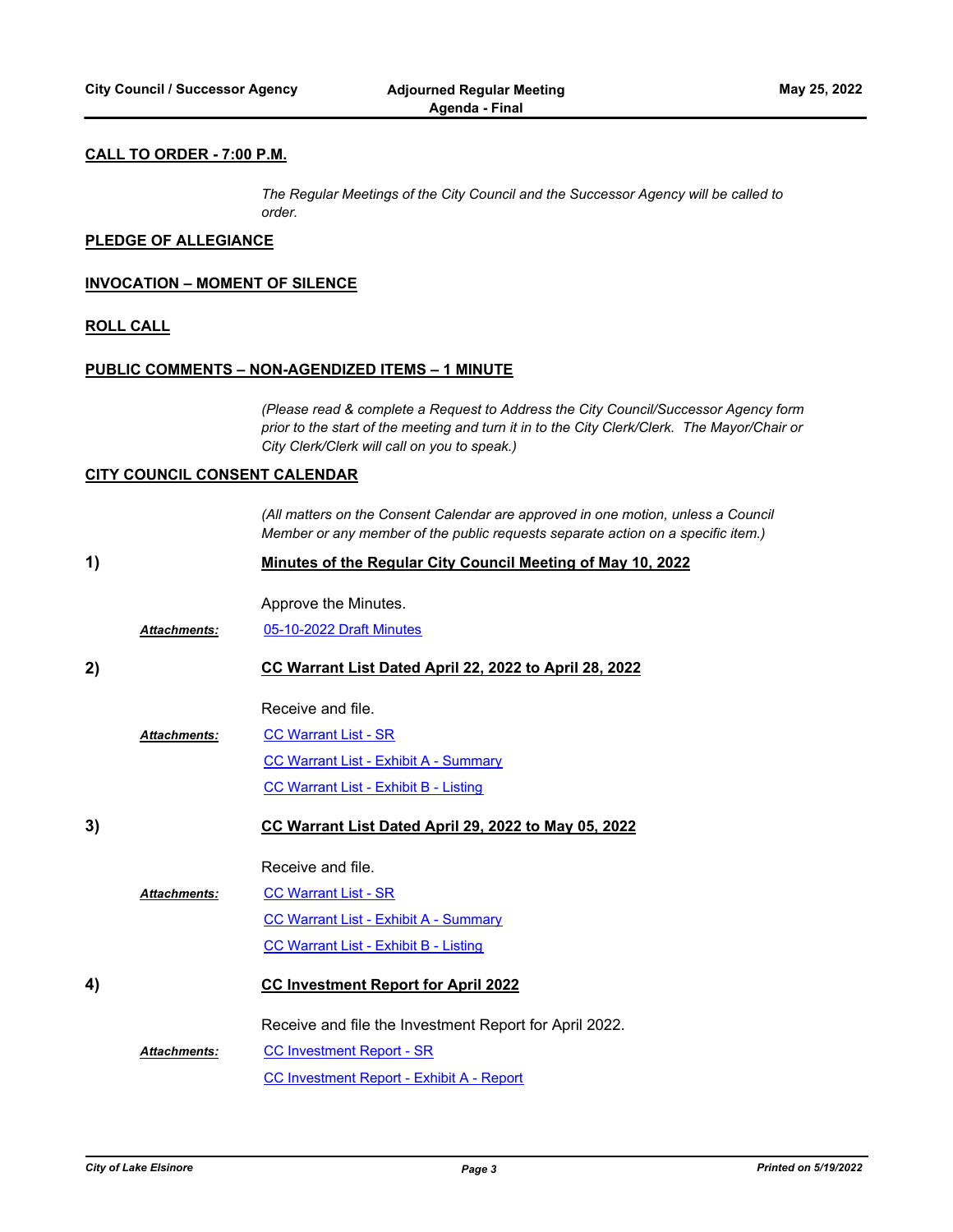## CALL TO ORDER - 7:00 P.M.

*The Regular Meetings of the City Council and the Successor Agency will be called to order.*

## PLEDGE OF ALLEGIANCE

## INVOCATION – MOMENT OF SILENCE

## ROLL CALL

## PUBLIC COMMENTS – NON-AGENDIZED ITEMS – 1 MINUTE

*(Please read & complete a Request to Address the City Council/Successor Agency form prior to the start of the meeting and turn it in to the City Clerk/Clerk. The Mayor/Chair or City Clerk/Clerk will call on you to speak.)*

## CITY COUNCIL CONSENT CALENDAR

*(All matters on the Consent Calendar are approved in one motion, unless a Council Member or any member of the public requests separate action on a specific item.)*

**1)** **Minutes of the Regular City Council Meeting of May 10, 2022**

Approve the Minutes.

***Attachments:*** 05-10-2022 Draft Minutes

**2)** **CC Warrant List Dated April 22, 2022 to April 28, 2022**

Receive and file.

***Attachments:*** CC Warrant List - SR
CC Warrant List - Exhibit A - Summary
CC Warrant List - Exhibit B - Listing

**3)** **CC Warrant List Dated April 29, 2022 to May 05, 2022**

Receive and file.

***Attachments:*** CC Warrant List - SR
CC Warrant List - Exhibit A - Summary
CC Warrant List - Exhibit B - Listing

**4)** **CC Investment Report for April 2022**

Receive and file the Investment Report for April 2022.

***Attachments:*** CC Investment Report - SR
CC Investment Report - Exhibit A - Report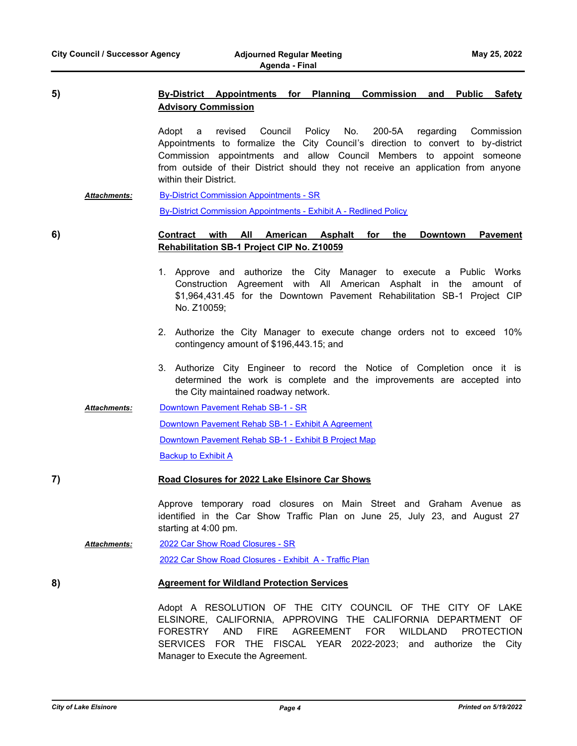5) **By-District Appointments for Planning Commission and Public Safety Advisory Commission**

Adopt a revised Council Policy No. 200-5A regarding Commission Appointments to formalize the City Council's direction to convert to by-district Commission appointments and allow Council Members to appoint someone from outside of their District should they not receive an application from anyone within their District.

***Attachments:*** By-District Commission Appointments - SR

By-District Commission Appointments - Exhibit A - Redlined Policy

6) **Contract with All American Asphalt for the Downtown Pavement Rehabilitation SB-1 Project CIP No. Z10059**

1. Approve and authorize the City Manager to execute a Public Works Construction Agreement with All American Asphalt in the amount of $1,964,431.45 for the Downtown Pavement Rehabilitation SB-1 Project CIP No. Z10059;

2. Authorize the City Manager to execute change orders not to exceed 10% contingency amount of $196,443.15; and

3. Authorize City Engineer to record the Notice of Completion once it is determined the work is complete and the improvements are accepted into the City maintained roadway network.

***Attachments:*** Downtown Pavement Rehab SB-1 - SR

Downtown Pavement Rehab SB-1 - Exhibit A Agreement

Downtown Pavement Rehab SB-1 - Exhibit B Project Map

Backup to Exhibit A

7) **Road Closures for 2022 Lake Elsinore Car Shows**

Approve temporary road closures on Main Street and Graham Avenue as identified in the Car Show Traffic Plan on June 25, July 23, and August 27 starting at 4:00 pm.

***Attachments:*** 2022 Car Show Road Closures - SR

2022 Car Show Road Closures - Exhibit A - Traffic Plan

8) **Agreement for Wildland Protection Services**

Adopt A RESOLUTION OF THE CITY COUNCIL OF THE CITY OF LAKE ELSINORE, CALIFORNIA, APPROVING THE CALIFORNIA DEPARTMENT OF FORESTRY AND FIRE AGREEMENT FOR WILDLAND PROTECTION SERVICES FOR THE FISCAL YEAR 2022-2023; and authorize the City Manager to Execute the Agreement.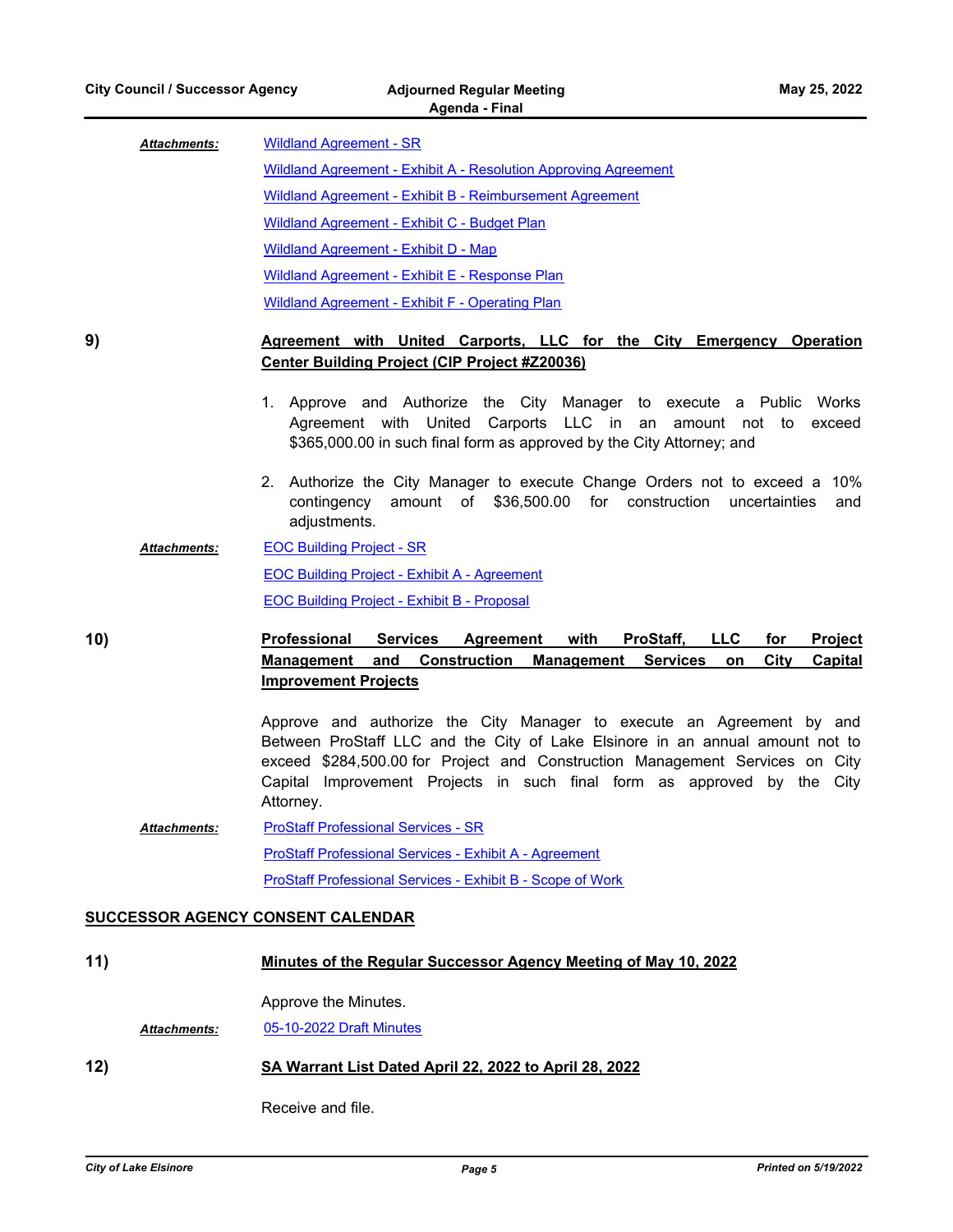***Attachments:*** Wildland Agreement - SR

Wildland Agreement - Exhibit A - Resolution Approving Agreement

Wildland Agreement - Exhibit B - Reimbursement Agreement

Wildland Agreement - Exhibit C - Budget Plan

Wildland Agreement - Exhibit D - Map

Wildland Agreement - Exhibit E - Response Plan

Wildland Agreement - Exhibit F - Operating Plan

**9)** **Agreement with United Carports, LLC for the City Emergency Operation Center Building Project (CIP Project #Z20036)**

1. Approve and Authorize the City Manager to execute a Public Works Agreement with United Carports LLC in an amount not to exceed $365,000.00 in such final form as approved by the City Attorney; and

2. Authorize the City Manager to execute Change Orders not to exceed a 10% contingency amount of $36,500.00 for construction uncertainties and adjustments.

***Attachments:*** EOC Building Project - SR

EOC Building Project - Exhibit A - Agreement

EOC Building Project - Exhibit B - Proposal

**10)** **Professional Services Agreement with ProStaff, LLC for Project Management and Construction Management Services on City Capital Improvement Projects**

Approve and authorize the City Manager to execute an Agreement by and Between ProStaff LLC and the City of Lake Elsinore in an annual amount not to exceed $284,500.00 for Project and Construction Management Services on City Capital Improvement Projects in such final form as approved by the City Attorney.

***Attachments:*** ProStaff Professional Services - SR

ProStaff Professional Services - Exhibit A - Agreement

ProStaff Professional Services - Exhibit B - Scope of Work

## SUCCESSOR AGENCY CONSENT CALENDAR

**11)** **Minutes of the Regular Successor Agency Meeting of May 10, 2022**

Approve the Minutes.

***Attachments:*** 05-10-2022 Draft Minutes

**12)** **SA Warrant List Dated April 22, 2022 to April 28, 2022**

Receive and file.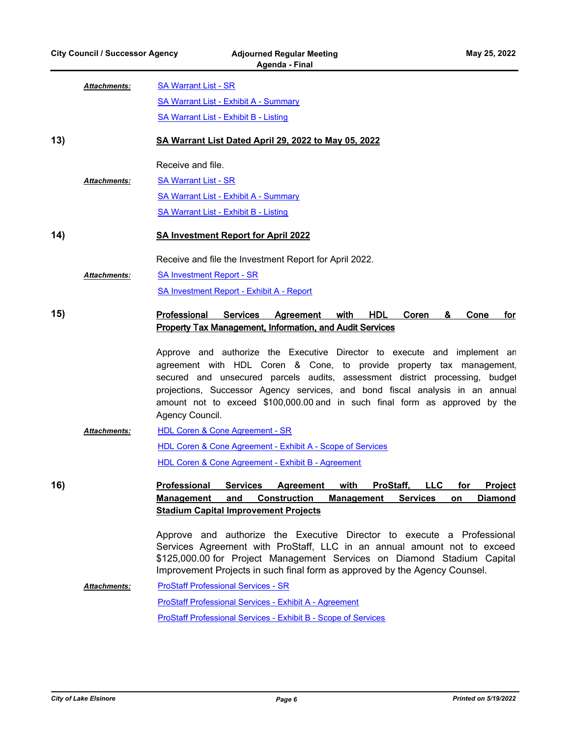***Attachments:*** SA Warrant List - SR

SA Warrant List - Exhibit A - Summary

SA Warrant List - Exhibit B - Listing

**13)** **SA Warrant List Dated April 29, 2022 to May 05, 2022**

Receive and file.

***Attachments:*** SA Warrant List - SR

SA Warrant List - Exhibit A - Summary

SA Warrant List - Exhibit B - Listing

**14)** **SA Investment Report for April 2022**

Receive and file the Investment Report for April 2022.

***Attachments:*** SA Investment Report - SR

SA Investment Report - Exhibit A - Report

**15)** **Professional Services Agreement with HDL Coren & Cone for Property Tax Management, Information, and Audit Services**

Approve and authorize the Executive Director to execute and implement an agreement with HDL Coren & Cone, to provide property tax management, secured and unsecured parcels audits, assessment district processing, budget projections, Successor Agency services, and bond fiscal analysis in an annual amount not to exceed $100,000.00 and in such final form as approved by the Agency Council.

***Attachments:*** HDL Coren & Cone Agreement - SR

HDL Coren & Cone Agreement - Exhibit A - Scope of Services

HDL Coren & Cone Agreement - Exhibit B - Agreement

**16)** **Professional Services Agreement with ProStaff, LLC for Project Management and Construction Management Services on Diamond Stadium Capital Improvement Projects**

Approve and authorize the Executive Director to execute a Professional Services Agreement with ProStaff, LLC in an annual amount not to exceed $125,000.00 for Project Management Services on Diamond Stadium Capital Improvement Projects in such final form as approved by the Agency Counsel.

***Attachments:*** ProStaff Professional Services - SR

ProStaff Professional Services - Exhibit A - Agreement

ProStaff Professional Services - Exhibit B - Scope of Services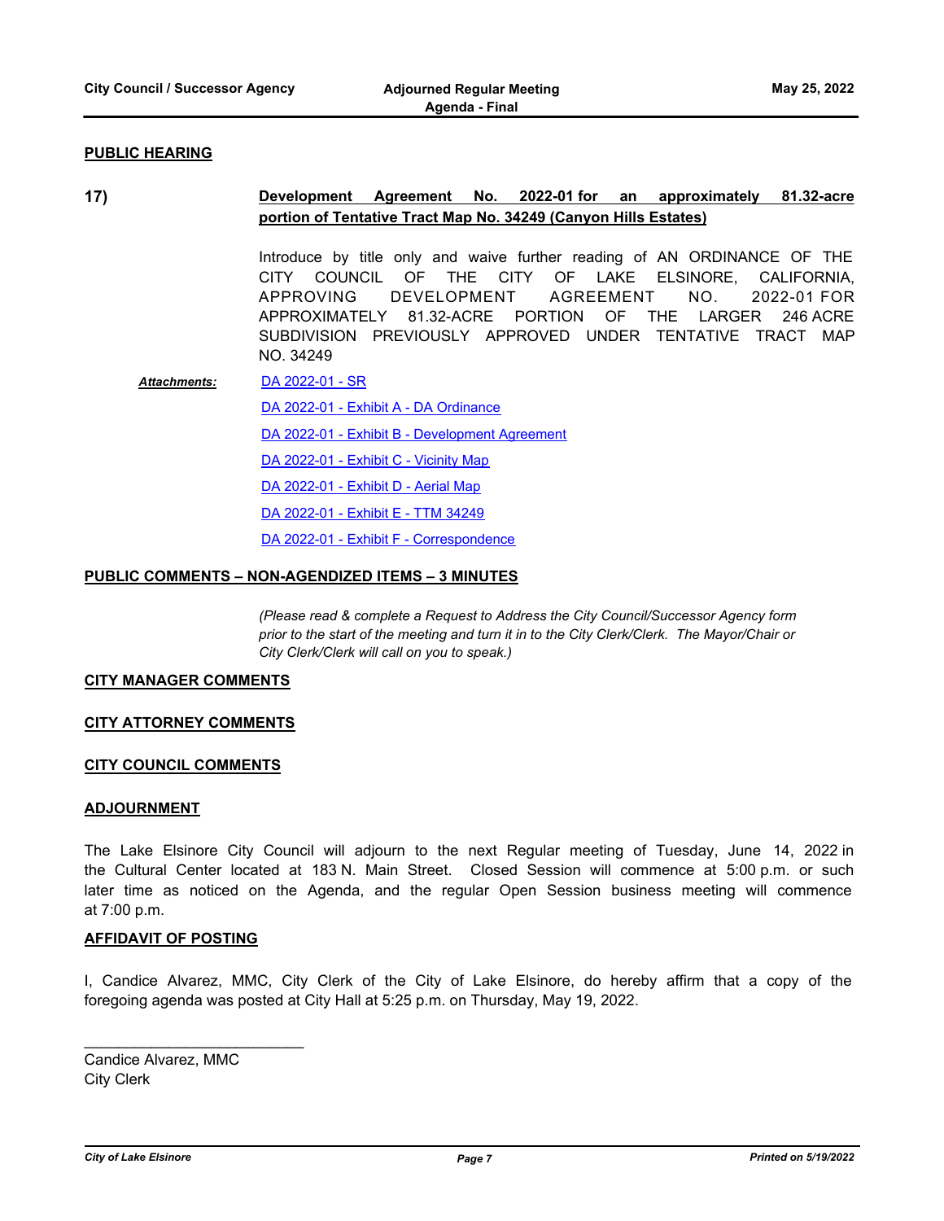## PUBLIC HEARING

**17) Development Agreement No. 2022-01 for an approximately 81.32-acre portion of Tentative Tract Map No. 34249 (Canyon Hills Estates)**

Introduce by title only and waive further reading of AN ORDINANCE OF THE CITY COUNCIL OF THE CITY OF LAKE ELSINORE, CALIFORNIA, APPROVING DEVELOPMENT AGREEMENT NO. 2022-01 FOR APPROXIMATELY 81.32-ACRE PORTION OF THE LARGER 246 ACRE SUBDIVISION PREVIOUSLY APPROVED UNDER TENTATIVE TRACT MAP NO. 34249

***Attachments:***
- DA 2022-01 - SR
- DA 2022-01 - Exhibit A - DA Ordinance
- DA 2022-01 - Exhibit B - Development Agreement
- DA 2022-01 - Exhibit C - Vicinity Map
- DA 2022-01 - Exhibit D - Aerial Map
- DA 2022-01 - Exhibit E - TTM 34249
- DA 2022-01 - Exhibit F - Correspondence

## PUBLIC COMMENTS – NON-AGENDIZED ITEMS – 3 MINUTES

*(Please read & complete a Request to Address the City Council/Successor Agency form prior to the start of the meeting and turn it in to the City Clerk/Clerk. The Mayor/Chair or City Clerk/Clerk will call on you to speak.)*

## CITY MANAGER COMMENTS

## CITY ATTORNEY COMMENTS

## CITY COUNCIL COMMENTS

## ADJOURNMENT

The Lake Elsinore City Council will adjourn to the next Regular meeting of Tuesday, June 14, 2022 in the Cultural Center located at 183 N. Main Street. Closed Session will commence at 5:00 p.m. or such later time as noticed on the Agenda, and the regular Open Session business meeting will commence at 7:00 p.m.

## AFFIDAVIT OF POSTING

I, Candice Alvarez, MMC, City Clerk of the City of Lake Elsinore, do hereby affirm that a copy of the foregoing agenda was posted at City Hall at 5:25 p.m. on Thursday, May 19, 2022.

___________________________

Candice Alvarez, MMC
City Clerk